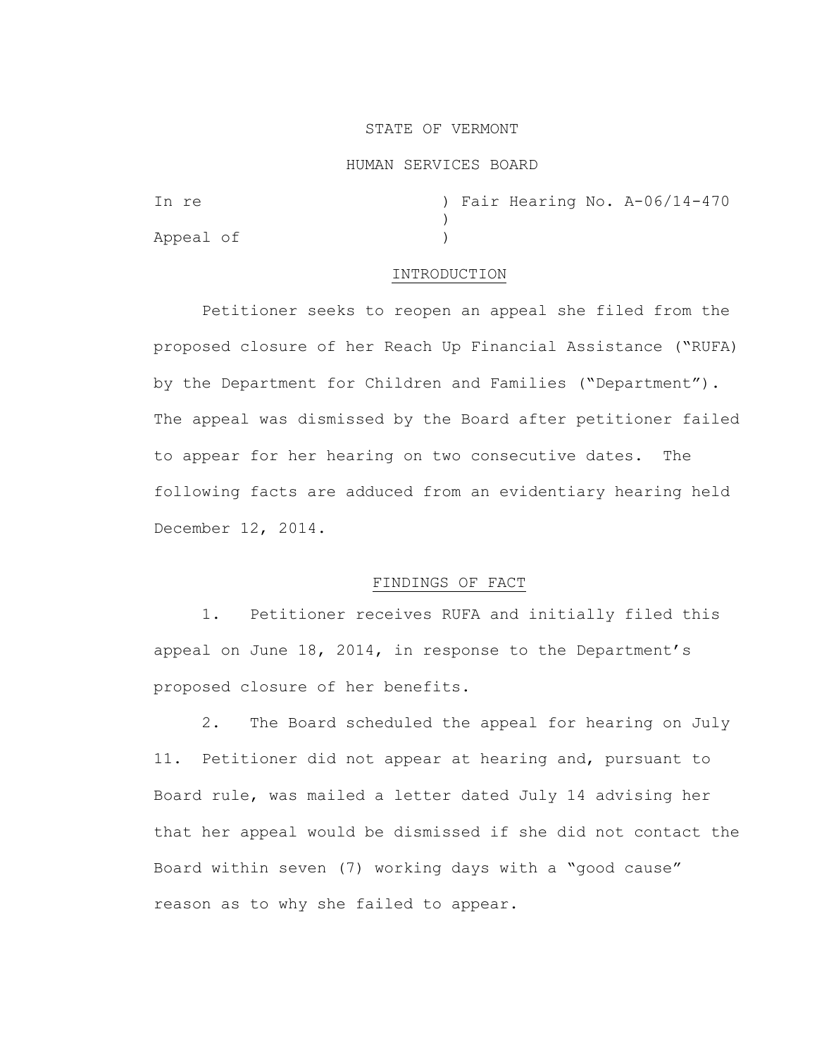STATE OF VERMONT

HUMAN SERVICES BOARD

In re ) Fair Hearing No. A-06/14-470
)
Appeal of )

## INTRODUCTION

Petitioner seeks to reopen an appeal she filed from the proposed closure of her Reach Up Financial Assistance ("RUFA) by the Department for Children and Families ("Department"). The appeal was dismissed by the Board after petitioner failed to appear for her hearing on two consecutive dates. The following facts are adduced from an evidentiary hearing held December 12, 2014.

## FINDINGS OF FACT

1. Petitioner receives RUFA and initially filed this appeal on June 18, 2014, in response to the Department's proposed closure of her benefits.

2. The Board scheduled the appeal for hearing on July 11. Petitioner did not appear at hearing and, pursuant to Board rule, was mailed a letter dated July 14 advising her that her appeal would be dismissed if she did not contact the Board within seven (7) working days with a "good cause" reason as to why she failed to appear.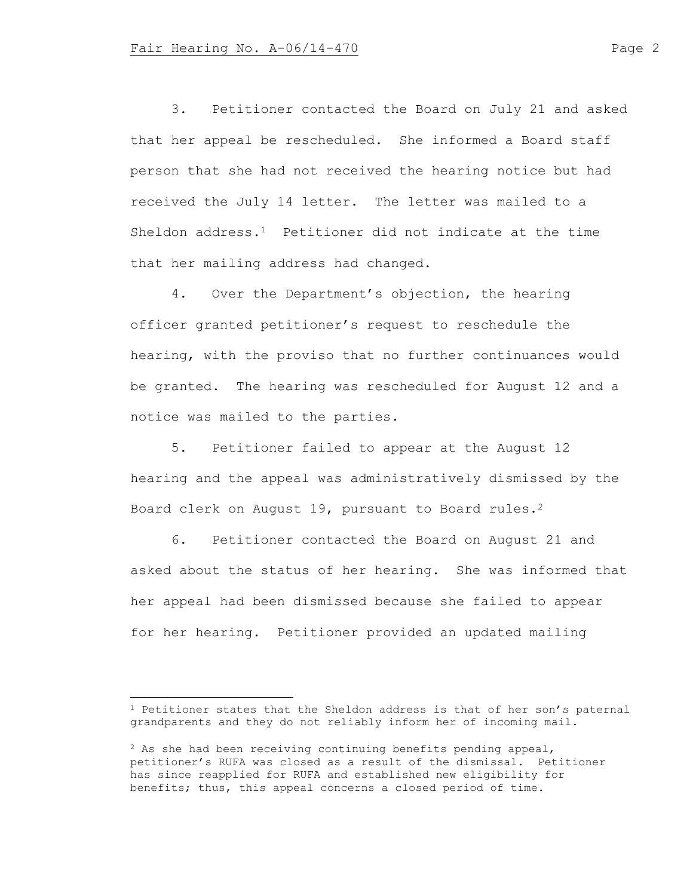3. Petitioner contacted the Board on July 21 and asked that her appeal be rescheduled. She informed a Board staff person that she had not received the hearing notice but had received the July 14 letter. The letter was mailed to a Sheldon address.[1] Petitioner did not indicate at the time that her mailing address had changed.

4. Over the Department's objection, the hearing officer granted petitioner's request to reschedule the hearing, with the proviso that no further continuances would be granted. The hearing was rescheduled for August 12 and a notice was mailed to the parties.

5. Petitioner failed to appear at the August 12 hearing and the appeal was administratively dismissed by the Board clerk on August 19, pursuant to Board rules.[2]

6. Petitioner contacted the Board on August 21 and asked about the status of her hearing. She was informed that her appeal had been dismissed because she failed to appear for her hearing. Petitioner provided an updated mailing

---

[1] Petitioner states that the Sheldon address is that of her son's paternal grandparents and they do not reliably inform her of incoming mail.

[2] As she had been receiving continuing benefits pending appeal, petitioner's RUFA was closed as a result of the dismissal. Petitioner has since reapplied for RUFA and established new eligibility for benefits; thus, this appeal concerns a closed period of time.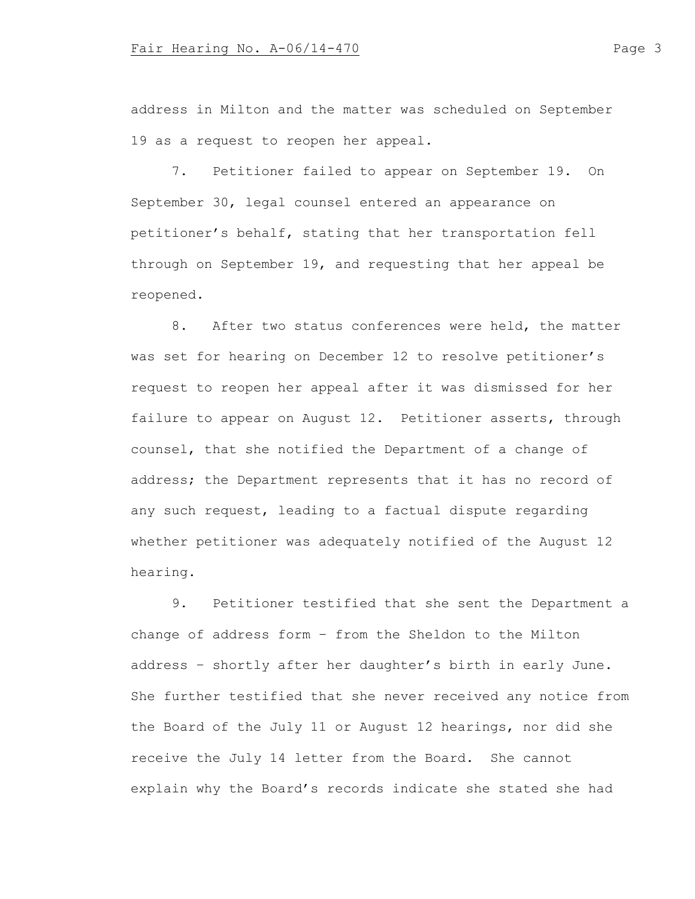address in Milton and the matter was scheduled on September 19 as a request to reopen her appeal.

7. Petitioner failed to appear on September 19. On September 30, legal counsel entered an appearance on petitioner's behalf, stating that her transportation fell through on September 19, and requesting that her appeal be reopened.

8. After two status conferences were held, the matter was set for hearing on December 12 to resolve petitioner's request to reopen her appeal after it was dismissed for her failure to appear on August 12. Petitioner asserts, through counsel, that she notified the Department of a change of address; the Department represents that it has no record of any such request, leading to a factual dispute regarding whether petitioner was adequately notified of the August 12 hearing.

9. Petitioner testified that she sent the Department a change of address form – from the Sheldon to the Milton address – shortly after her daughter's birth in early June. She further testified that she never received any notice from the Board of the July 11 or August 12 hearings, nor did she receive the July 14 letter from the Board. She cannot explain why the Board's records indicate she stated she had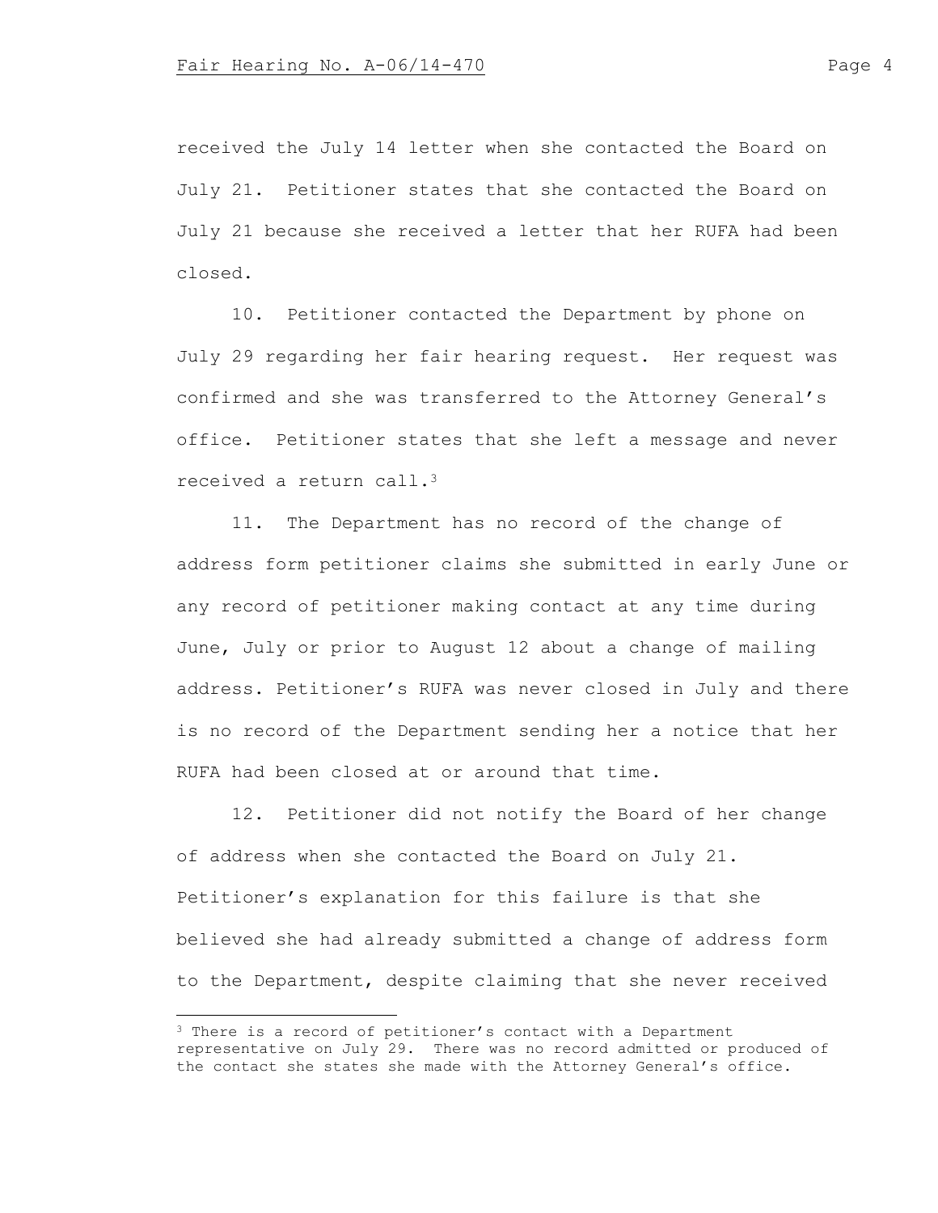received the July 14 letter when she contacted the Board on July 21. Petitioner states that she contacted the Board on July 21 because she received a letter that her RUFA had been closed.

10. Petitioner contacted the Department by phone on July 29 regarding her fair hearing request. Her request was confirmed and she was transferred to the Attorney General's office. Petitioner states that she left a message and never received a return call.[3]

11. The Department has no record of the change of address form petitioner claims she submitted in early June or any record of petitioner making contact at any time during June, July or prior to August 12 about a change of mailing address. Petitioner's RUFA was never closed in July and there is no record of the Department sending her a notice that her RUFA had been closed at or around that time.

12. Petitioner did not notify the Board of her change of address when she contacted the Board on July 21. Petitioner's explanation for this failure is that she believed she had already submitted a change of address form to the Department, despite claiming that she never received

---

[3] There is a record of petitioner's contact with a Department representative on July 29. There was no record admitted or produced of the contact she states she made with the Attorney General's office.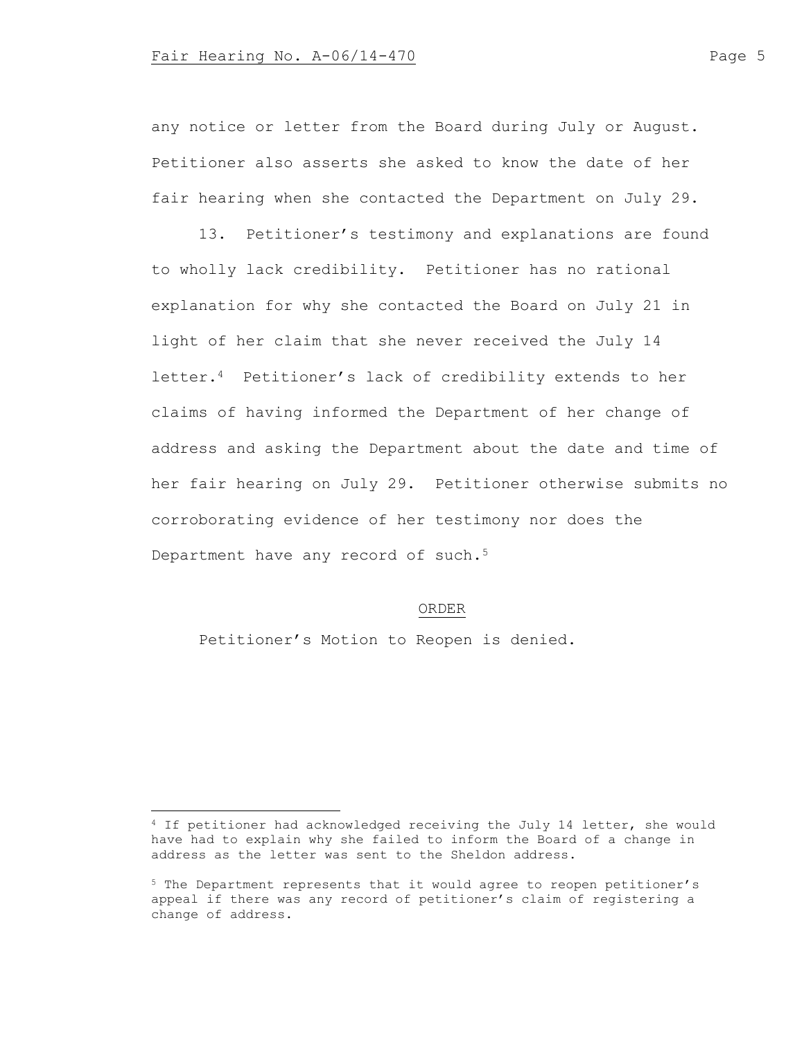any notice or letter from the Board during July or August. Petitioner also asserts she asked to know the date of her fair hearing when she contacted the Department on July 29.

13. Petitioner's testimony and explanations are found to wholly lack credibility. Petitioner has no rational explanation for why she contacted the Board on July 21 in light of her claim that she never received the July 14 letter.[4] Petitioner's lack of credibility extends to her claims of having informed the Department of her change of address and asking the Department about the date and time of her fair hearing on July 29. Petitioner otherwise submits no corroborating evidence of her testimony nor does the Department have any record of such.[5]

## ORDER

Petitioner's Motion to Reopen is denied.

---

[4] If petitioner had acknowledged receiving the July 14 letter, she would have had to explain why she failed to inform the Board of a change in address as the letter was sent to the Sheldon address.

[5] The Department represents that it would agree to reopen petitioner's appeal if there was any record of petitioner's claim of registering a change of address.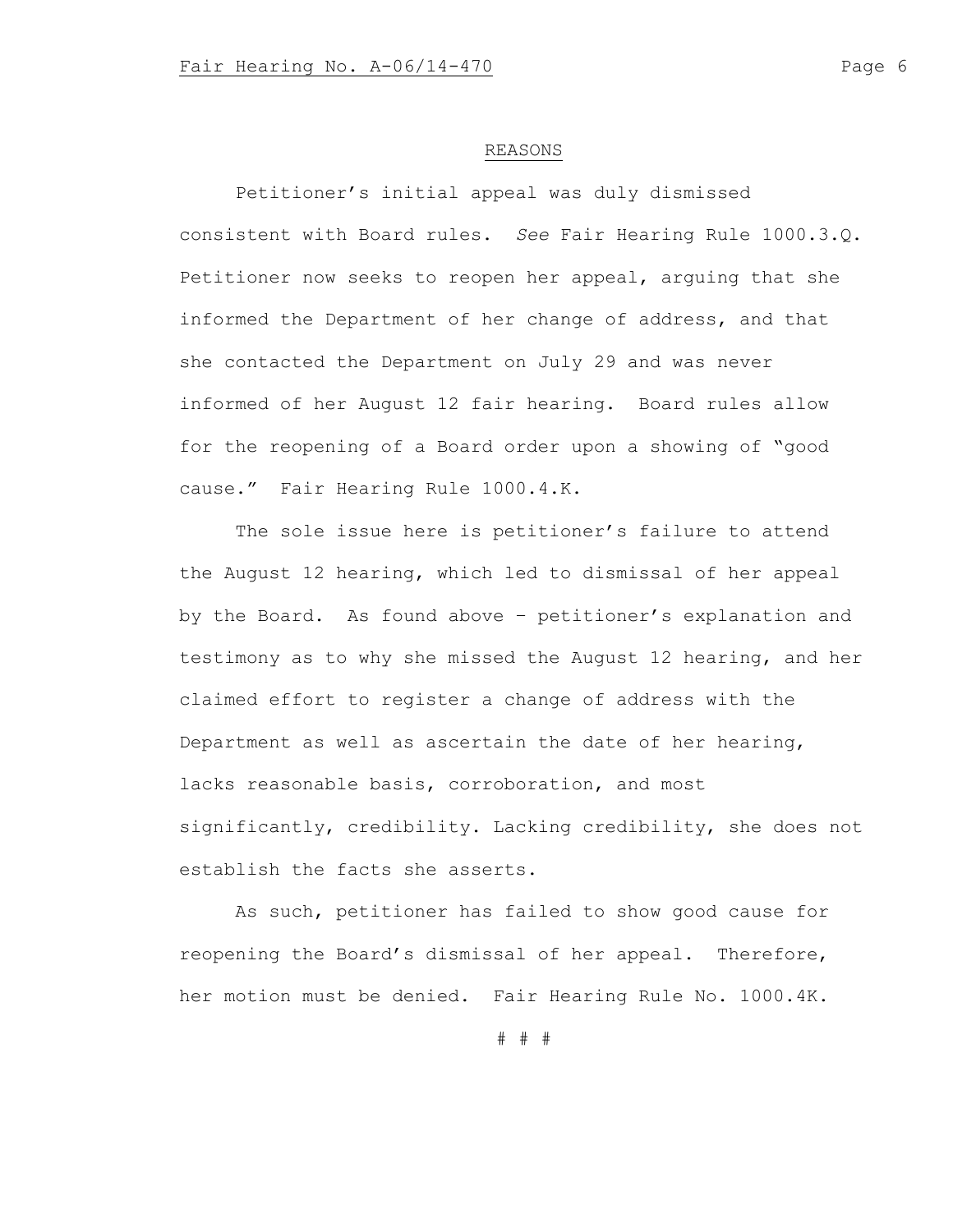## REASONS

Petitioner's initial appeal was duly dismissed consistent with Board rules. *See* Fair Hearing Rule 1000.3.Q. Petitioner now seeks to reopen her appeal, arguing that she informed the Department of her change of address, and that she contacted the Department on July 29 and was never informed of her August 12 fair hearing. Board rules allow for the reopening of a Board order upon a showing of "good cause." Fair Hearing Rule 1000.4.K.

The sole issue here is petitioner's failure to attend the August 12 hearing, which led to dismissal of her appeal by the Board. As found above – petitioner's explanation and testimony as to why she missed the August 12 hearing, and her claimed effort to register a change of address with the Department as well as ascertain the date of her hearing, lacks reasonable basis, corroboration, and most significantly, credibility. Lacking credibility, she does not establish the facts she asserts.

As such, petitioner has failed to show good cause for reopening the Board's dismissal of her appeal. Therefore, her motion must be denied. Fair Hearing Rule No. 1000.4K.

# # #